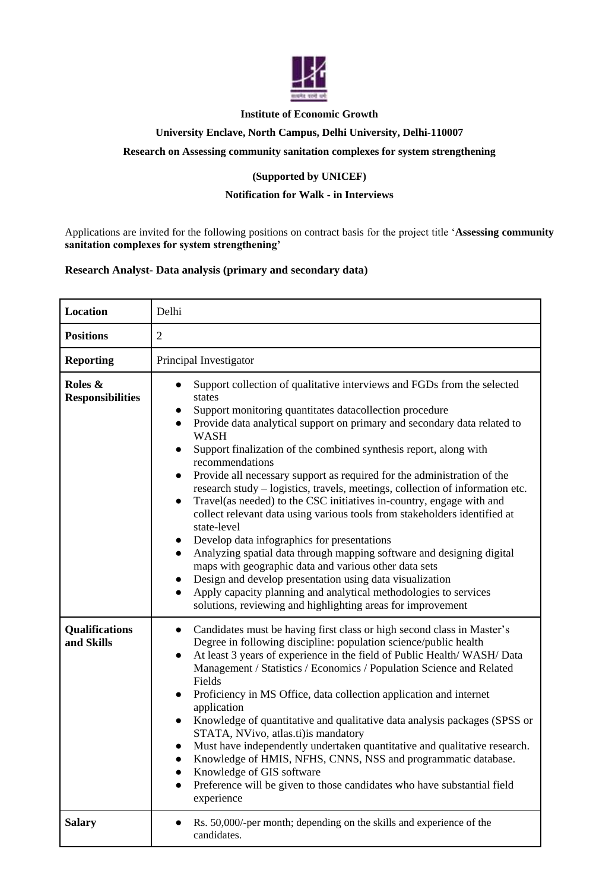**Institute of Economic Growth**

**University Enclave, North Campus, Delhi University, Delhi-110007**

**Research on Assessing community sanitation complexes for system strengthening**

**(Supported by UNICEF)**

**Notification for Walk - in Interviews**

Applications are invited for the following positions on contract basis for the project title '**Assessing community sanitation complexes for system strengthening'**

**Research Analyst- Data analysis (primary and secondary data)**

| | |
|---|---|
| **Location** | Delhi |
| **Positions** | 2 |
| **Reporting** | Principal Investigator |
| **Roles & Responsibilities** | • Support collection of qualitative interviews and FGDs from the selected states<br>• Support monitoring quantitates datacollection procedure<br>• Provide data analytical support on primary and secondary data related to WASH<br>• Support finalization of the combined synthesis report, along with recommendations<br>• Provide all necessary support as required for the administration of the research study – logistics, travels, meetings, collection of information etc.<br>• Travel(as needed) to the CSC initiatives in-country, engage with and collect relevant data using various tools from stakeholders identified at state-level<br>• Develop data infographics for presentations<br>• Analyzing spatial data through mapping software and designing digital maps with geographic data and various other data sets<br>• Design and develop presentation using data visualization<br>• Apply capacity planning and analytical methodologies to services solutions, reviewing and highlighting areas for improvement |
| **Qualifications and Skills** | • Candidates must be having first class or high second class in Master's Degree in following discipline: population science/public health<br>• At least 3 years of experience in the field of Public Health/ WASH/ Data Management / Statistics / Economics / Population Science and Related Fields<br>• Proficiency in MS Office, data collection application and internet application<br>• Knowledge of quantitative and qualitative data analysis packages (SPSS or STATA, NVivo, atlas.ti)is mandatory<br>• Must have independently undertaken quantitative and qualitative research.<br>• Knowledge of HMIS, NFHS, CNNS, NSS and programmatic database.<br>• Knowledge of GIS software<br>• Preference will be given to those candidates who have substantial field experience |
| **Salary** | • Rs. 50,000/-per month; depending on the skills and experience of the candidates. |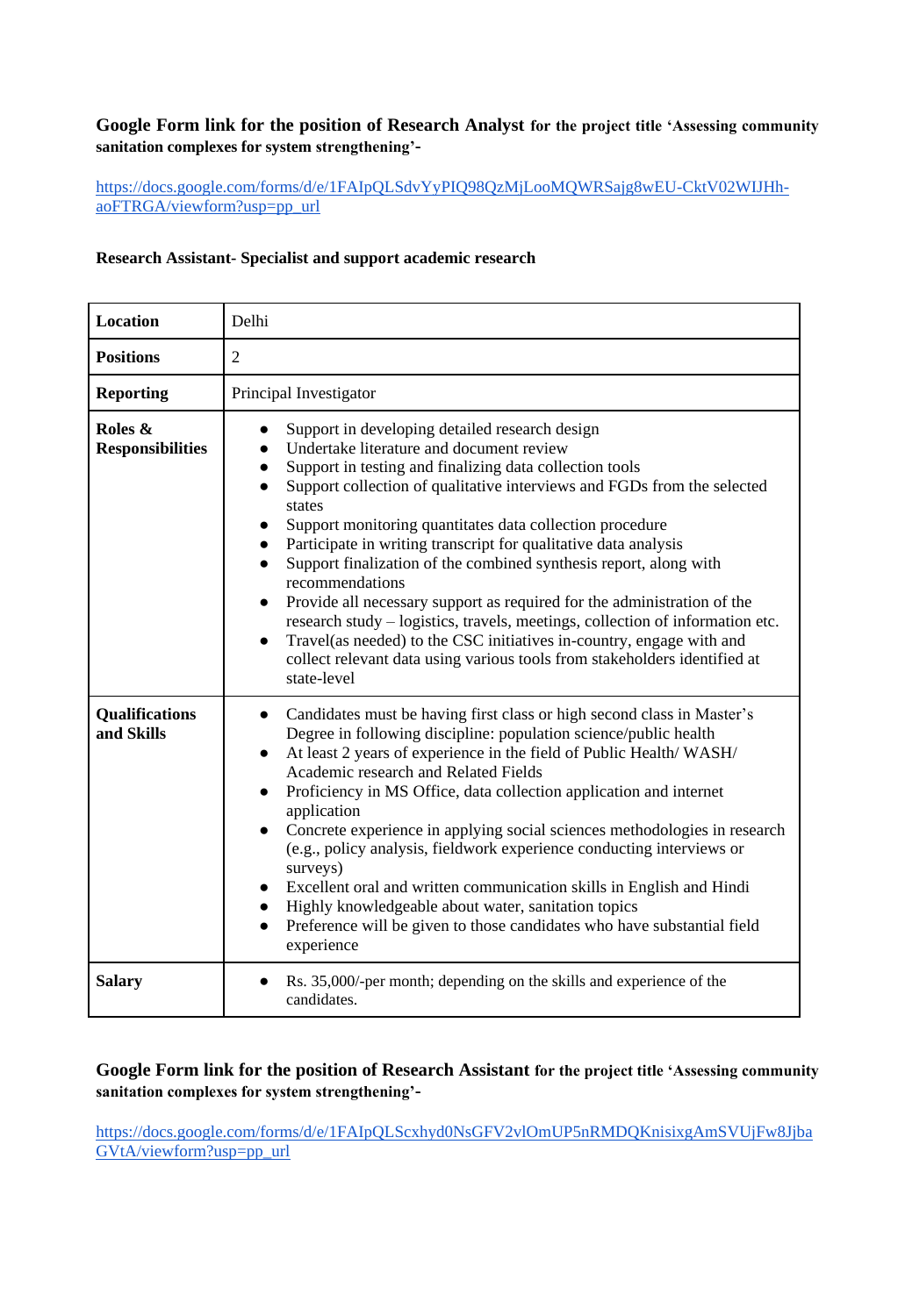**Google Form link for the position of Research Analyst for the project title 'Assessing community sanitation complexes for system strengthening'-**

https://docs.google.com/forms/d/e/1FAIpQLSdvYyPIQ98QzMjLooMQWRSajg8wEU-CktV02WIJHh-aoFTRGA/viewform?usp=pp_url

**Research Assistant- Specialist and support academic research**

| | |
|---|---|
| **Location** | Delhi |
| **Positions** | 2 |
| **Reporting** | Principal Investigator |
| **Roles & Responsibilities** | • Support in developing detailed research design<br>• Undertake literature and document review<br>• Support in testing and finalizing data collection tools<br>• Support collection of qualitative interviews and FGDs from the selected states<br>• Support monitoring quantitates data collection procedure<br>• Participate in writing transcript for qualitative data analysis<br>• Support finalization of the combined synthesis report, along with recommendations<br>• Provide all necessary support as required for the administration of the research study – logistics, travels, meetings, collection of information etc.<br>• Travel(as needed) to the CSC initiatives in-country, engage with and collect relevant data using various tools from stakeholders identified at state-level |
| **Qualifications and Skills** | • Candidates must be having first class or high second class in Master's Degree in following discipline: population science/public health<br>• At least 2 years of experience in the field of Public Health/ WASH/ Academic research and Related Fields<br>• Proficiency in MS Office, data collection application and internet application<br>• Concrete experience in applying social sciences methodologies in research (e.g., policy analysis, fieldwork experience conducting interviews or surveys)<br>• Excellent oral and written communication skills in English and Hindi<br>• Highly knowledgeable about water, sanitation topics<br>• Preference will be given to those candidates who have substantial field experience |
| **Salary** | • Rs. 35,000/-per month; depending on the skills and experience of the candidates. |

**Google Form link for the position of Research Assistant for the project title 'Assessing community sanitation complexes for system strengthening'-**

https://docs.google.com/forms/d/e/1FAIpQLScxhyd0NsGFV2vlOmUP5nRMDQKnisixgAmSVUjFw8JjbaGVtA/viewform?usp=pp_url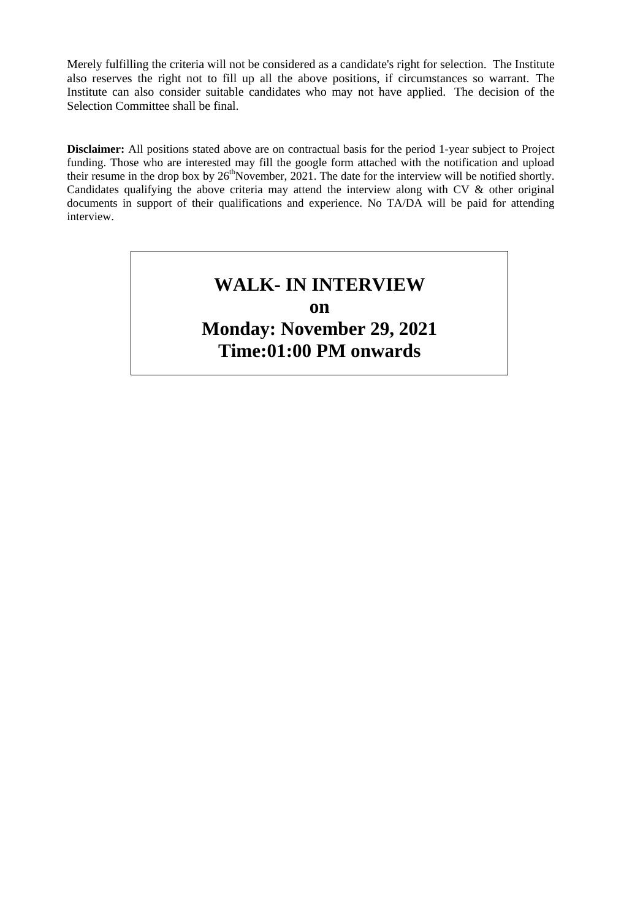Merely fulfilling the criteria will not be considered as a candidate's right for selection. The Institute also reserves the right not to fill up all the above positions, if circumstances so warrant. The Institute can also consider suitable candidates who may not have applied. The decision of the Selection Committee shall be final.

**Disclaimer:** All positions stated above are on contractual basis for the period 1-year subject to Project funding. Those who are interested may fill the google form attached with the notification and upload their resume in the drop box by 26th November, 2021. The date for the interview will be notified shortly. Candidates qualifying the above criteria may attend the interview along with CV & other original documents in support of their qualifications and experience. No TA/DA will be paid for attending interview.

**WALK- IN INTERVIEW**
**on**
**Monday: November 29, 2021**
**Time:01:00 PM onwards**